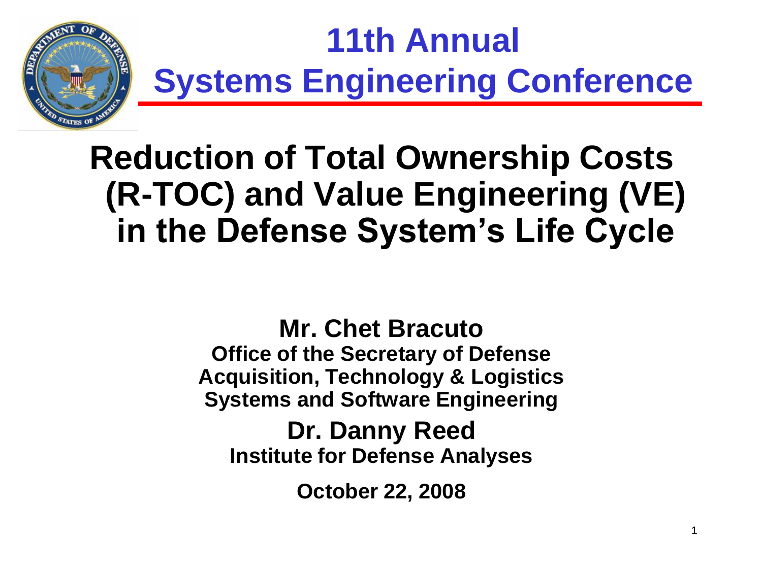## 11th Annual Systems Engineering Conference

# Reduction of Total Ownership Costs (R-TOC) and Value Engineering (VE) in the Defense System's Life Cycle

**Mr. Chet Bracuto**
**Office of the Secretary of Defense**
**Acquisition, Technology & Logistics**
**Systems and Software Engineering**

**Dr. Danny Reed**
**Institute for Defense Analyses**

**October 22, 2008**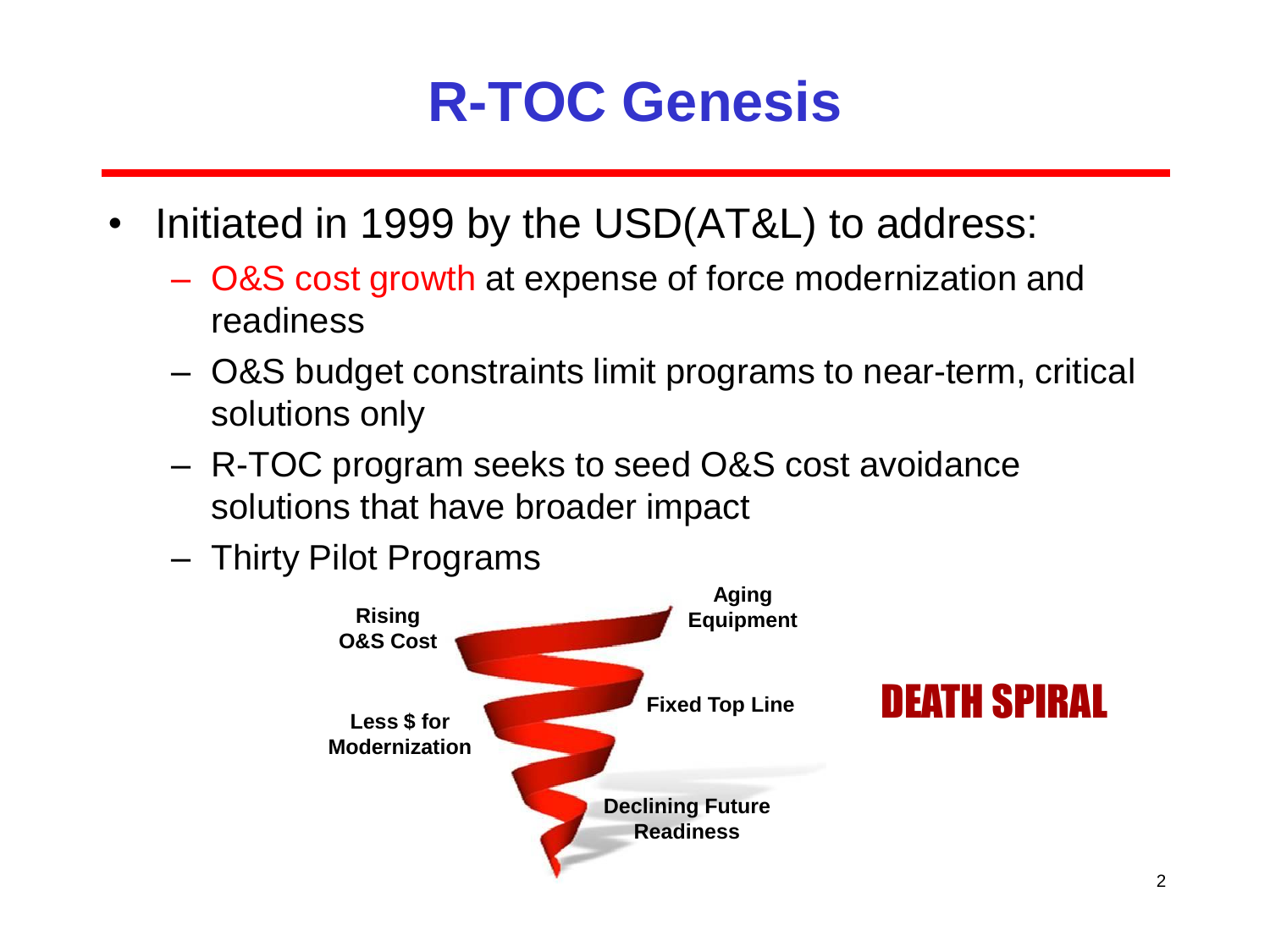# R-TOC Genesis

- Initiated in 1999 by the USD(AT&L) to address:
  - O&S cost growth at expense of force modernization and readiness
  - O&S budget constraints limit programs to near-term, critical solutions only
  - R-TOC program seeks to seed O&S cost avoidance solutions that have broader impact
  - Thirty Pilot Programs

Rising O&S Cost

Aging Equipment

Fixed Top Line

Less $ for Modernization

Declining Future Readiness

DEATH SPIRAL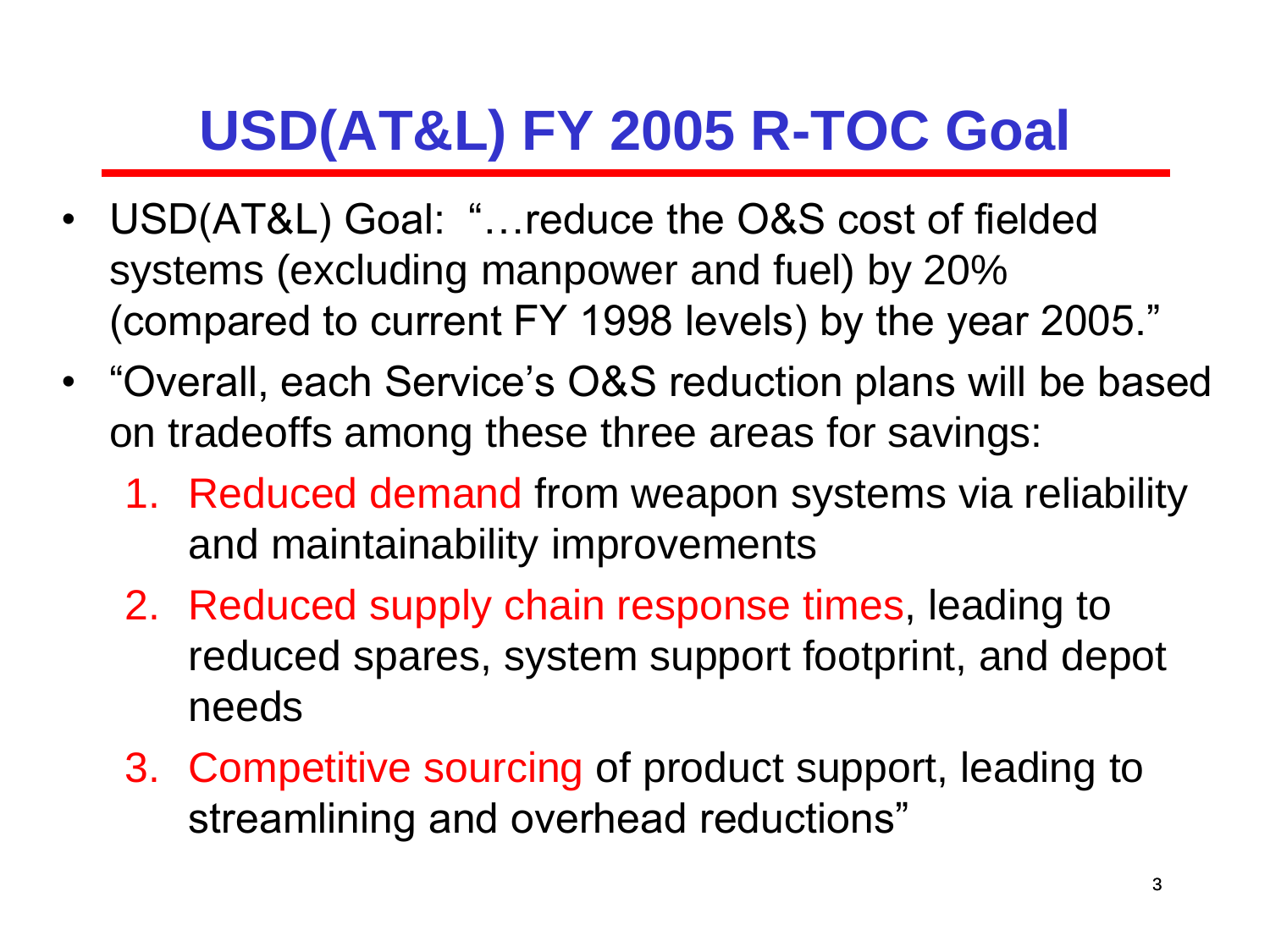# USD(AT&L) FY 2005 R-TOC Goal

- USD(AT&L) Goal: "…reduce the O&S cost of fielded systems (excluding manpower and fuel) by 20% (compared to current FY 1998 levels) by the year 2005."
- "Overall, each Service's O&S reduction plans will be based on tradeoffs among these three areas for savings:
  1. Reduced demand from weapon systems via reliability and maintainability improvements
  2. Reduced supply chain response times, leading to reduced spares, system support footprint, and depot needs
  3. Competitive sourcing of product support, leading to streamlining and overhead reductions"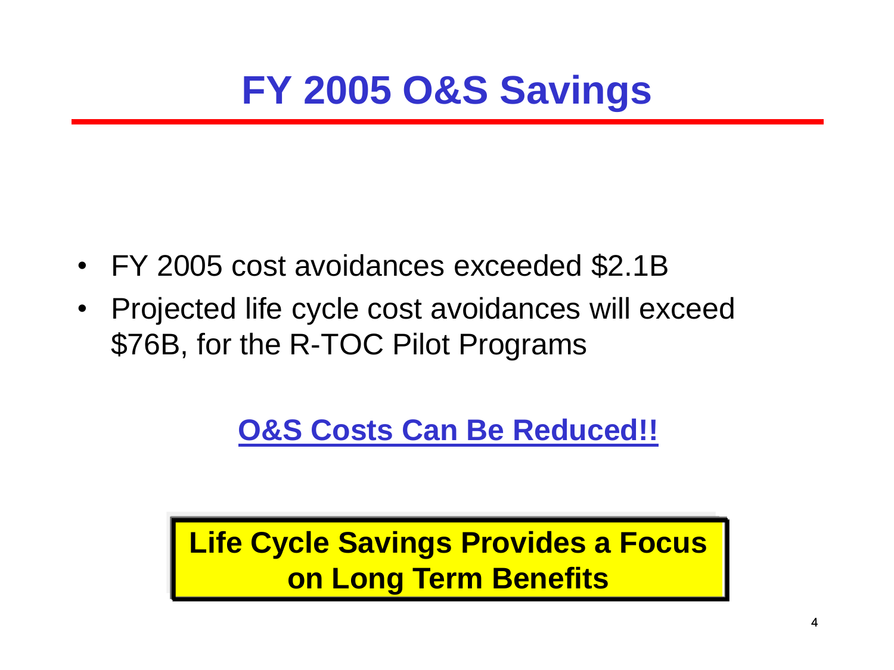# FY 2005 O&S Savings

- FY 2005 cost avoidances exceeded $2.1B
- Projected life cycle cost avoidances will exceed $76B, for the R-TOC Pilot Programs

**O&S Costs Can Be Reduced!!**

**Life Cycle Savings Provides a Focus on Long Term Benefits**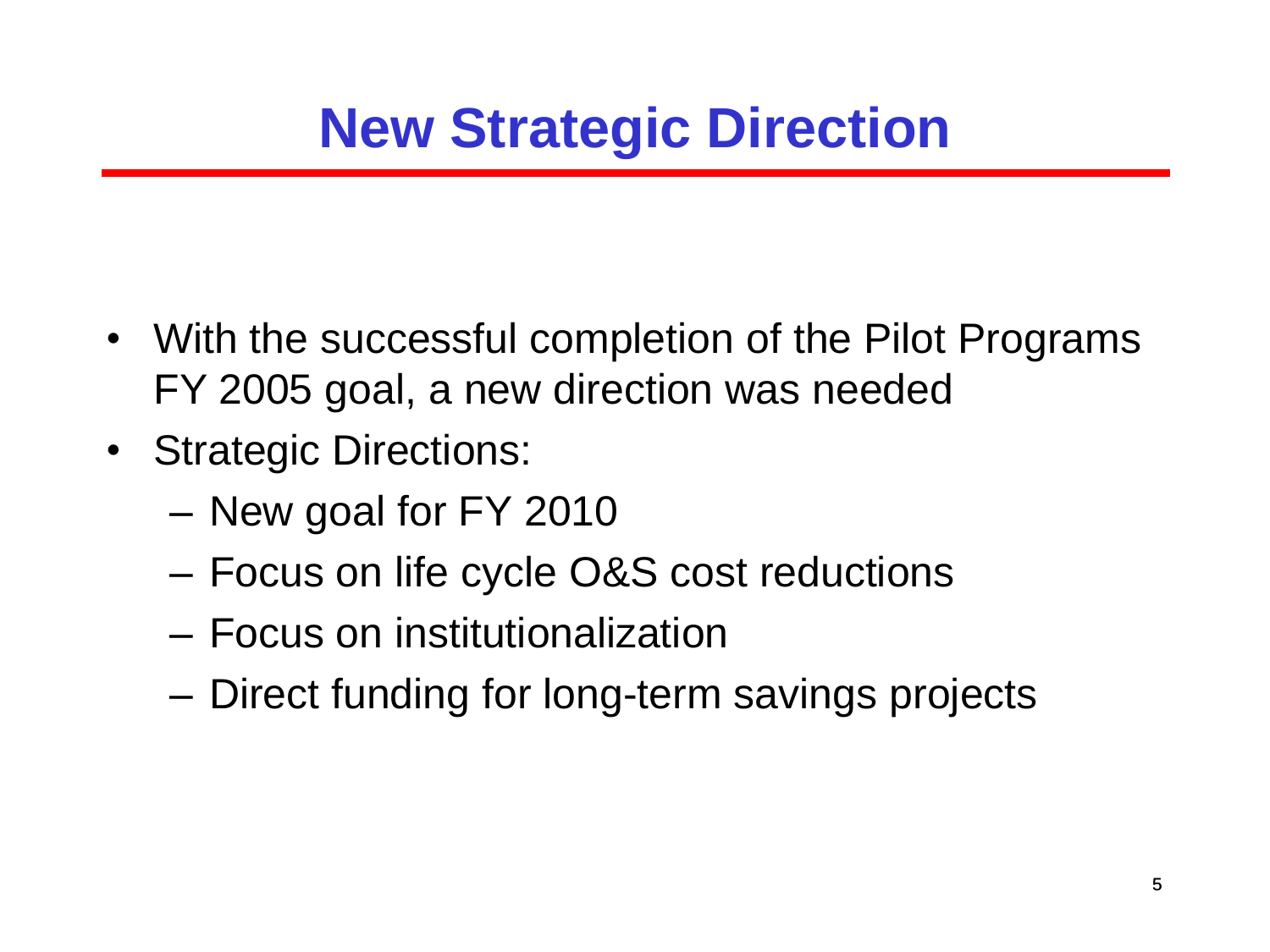# New Strategic Direction

- With the successful completion of the Pilot Programs FY 2005 goal, a new direction was needed
- Strategic Directions:
  - New goal for FY 2010
  - Focus on life cycle O&S cost reductions
  - Focus on institutionalization
  - Direct funding for long-term savings projects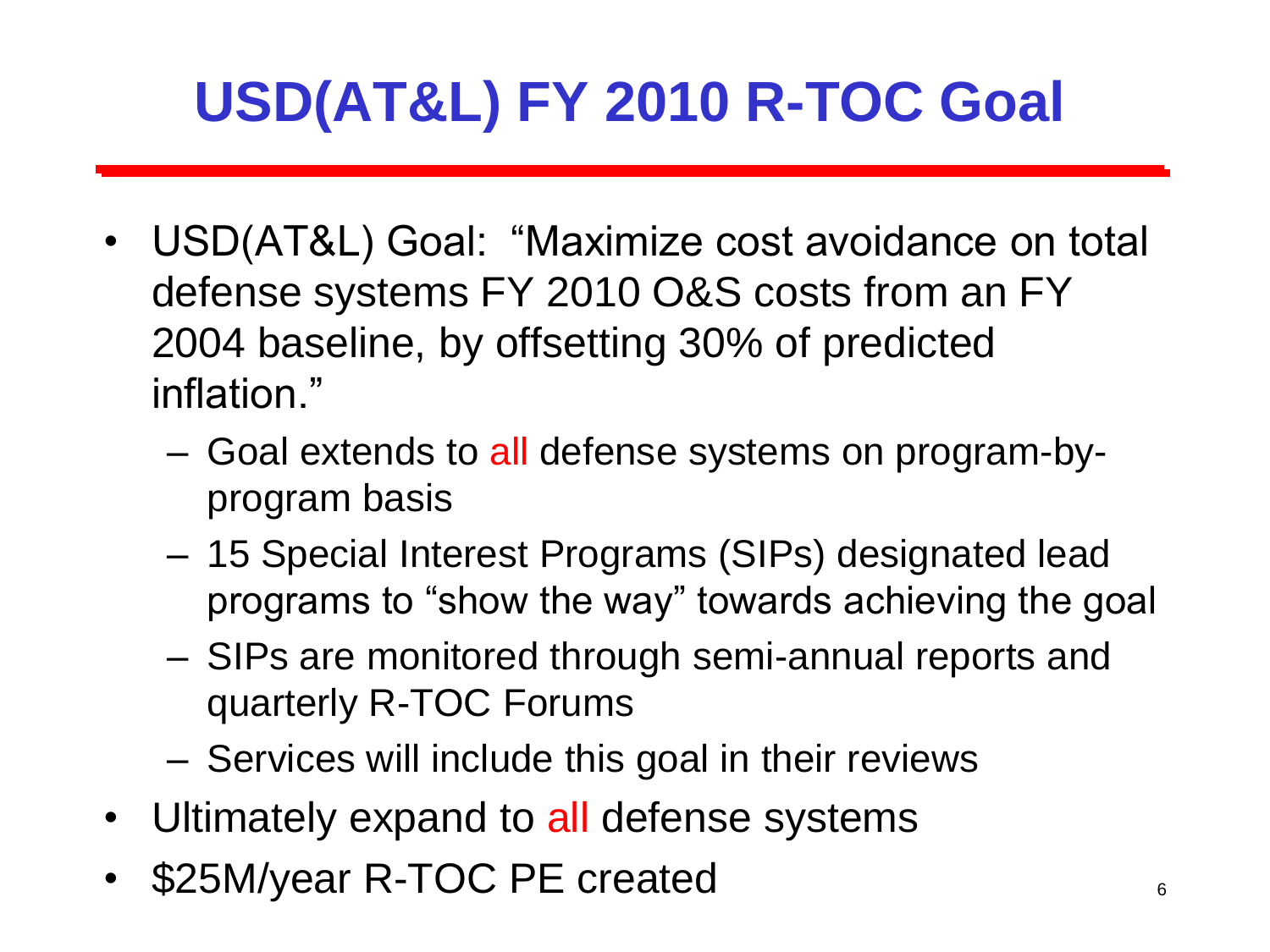# USD(AT&L) FY 2010 R-TOC Goal

- USD(AT&L) Goal: "Maximize cost avoidance on total defense systems FY 2010 O&S costs from an FY 2004 baseline, by offsetting 30% of predicted inflation."
  - Goal extends to all defense systems on program-by-program basis
  - 15 Special Interest Programs (SIPs) designated lead programs to "show the way" towards achieving the goal
  - SIPs are monitored through semi-annual reports and quarterly R-TOC Forums
  - Services will include this goal in their reviews
- Ultimately expand to all defense systems
- $25M/year R-TOC PE created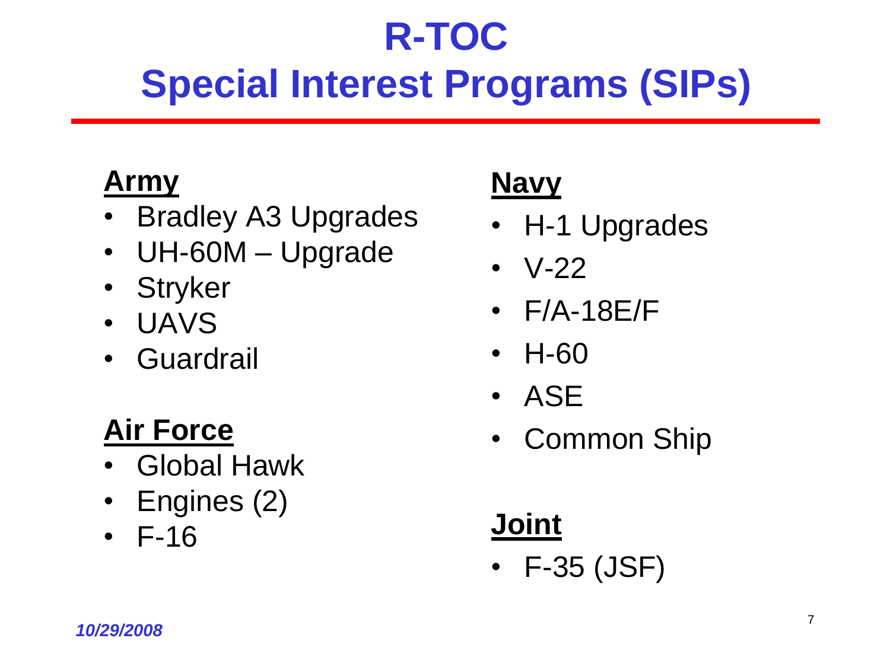# R-TOC
# Special Interest Programs (SIPs)

**Army**

- Bradley A3 Upgrades
- UH-60M – Upgrade
- Stryker
- UAVS
- Guardrail

**Air Force**

- Global Hawk
- Engines (2)
- F-16

**Navy**

- H-1 Upgrades
- V-22
- F/A-18E/F
- H-60
- ASE
- Common Ship

**Joint**

- F-35 (JSF)

*10/29/2008*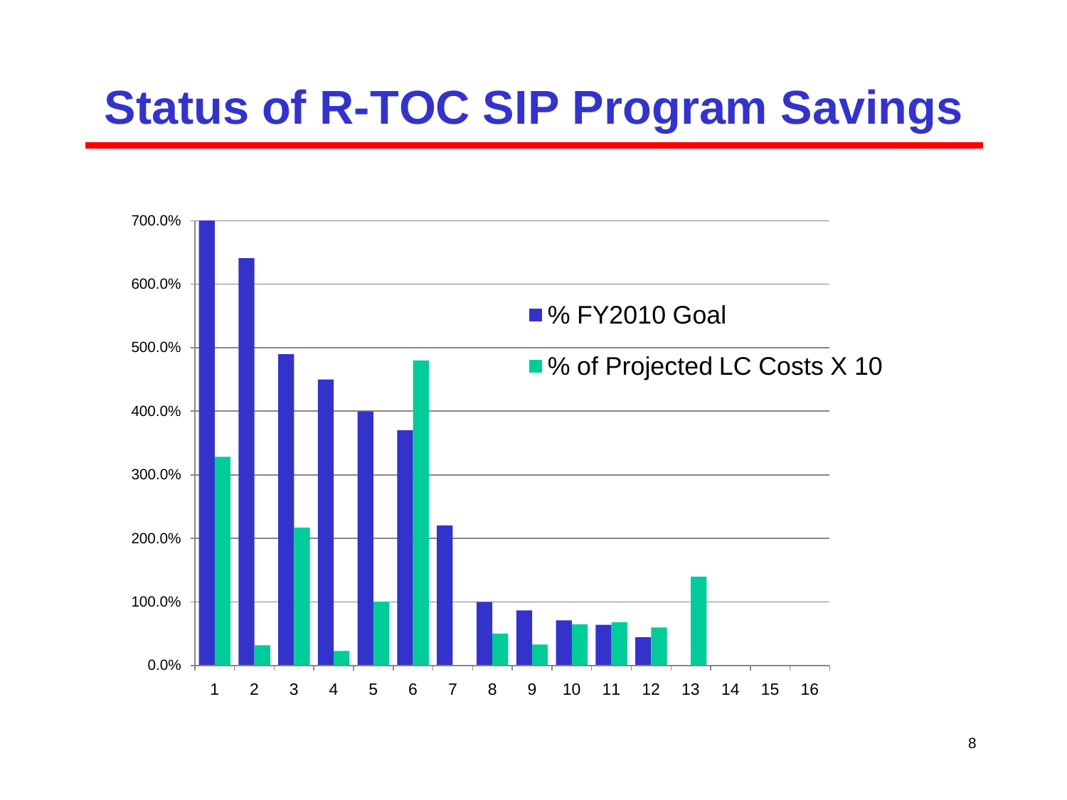# Status of R-TOC SIP Program Savings

700.0%
600.0%
500.0%
400.0%
300.0%
200.0%
100.0%
0.0%

1 2 3 4 5 6 7 8 9 10 11 12 13 14 15 16

■ % FY2010 Goal

■ % of Projected LC Costs X 10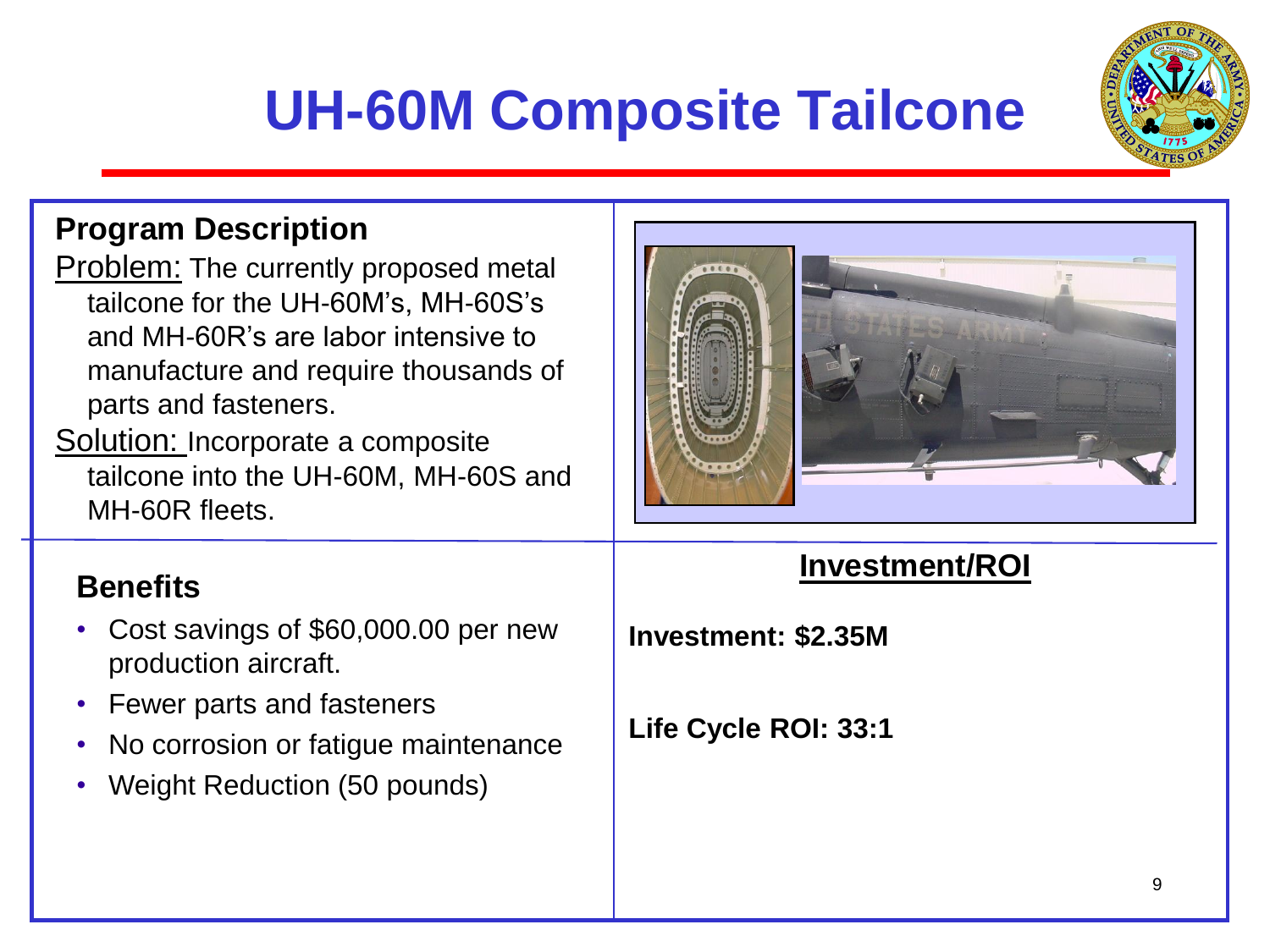# UH-60M Composite Tailcone

## Program Description

Problem: The currently proposed metal tailcone for the UH-60M's, MH-60S's and MH-60R's are labor intensive to manufacture and require thousands of parts and fasteners.

Solution: Incorporate a composite tailcone into the UH-60M, MH-60S and MH-60R fleets.

## Benefits

- Cost savings of $60,000.00 per new production aircraft.
- Fewer parts and fasteners
- No corrosion or fatigue maintenance
- Weight Reduction (50 pounds)

## Investment/ROI

**Investment: $2.35M**

**Life Cycle ROI: 33:1**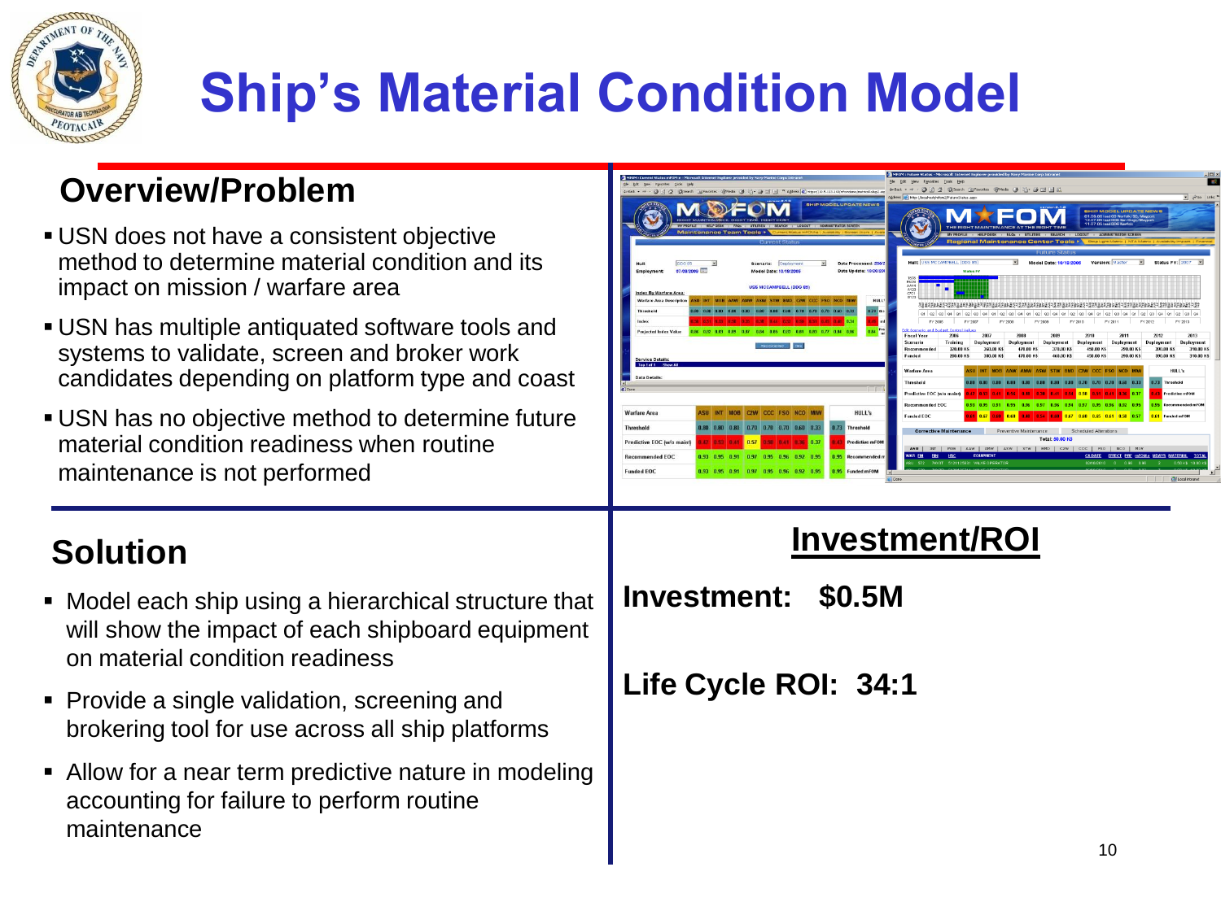# Ship's Material Condition Model

## Overview/Problem

- USN does not have a consistent objective method to determine material condition and its impact on mission / warfare area
- USN has multiple antiquated software tools and systems to validate, screen and broker work candidates depending on platform type and coast
- USN has no objective method to determine future material condition readiness when routine maintenance is not performed

| Warfare Area | ASU | INT | MOB | C2W | CCC | FSO | NCO | MIW | | HULL's |
|---|---|---|---|---|---|---|---|---|---|---|
| Threshold | 0.80 | 0.80 | 0.80 | 0.70 | 0.70 | 0.70 | 0.60 | 0.33 | 0.73 | Threshold |
| Predictive EOC (w/o maint) | 0.47 | 0.53 | 0.41 | 0.57 | 0.50 | 0.41 | 0.36 | 0.37 | 0.43 | Predictive mFOM |
| Recommended EOC | 0.93 | 0.95 | 0.91 | 0.97 | 0.95 | 0.96 | 0.92 | 0.95 | 0.95 | Recommended mFOM |
| Funded EOC | 0.93 | 0.95 | 0.91 | 0.97 | 0.95 | 0.96 | 0.92 | 0.95 | 0.95 | Funded mFOM |

## Solution

- Model each ship using a hierarchical structure that will show the impact of each shipboard equipment on material condition readiness
- Provide a single validation, screening and brokering tool for use across all ship platforms
- Allow for a near term predictive nature in modeling accounting for failure to perform routine maintenance

## Investment/ROI

**Investment: $0.5M**

**Life Cycle ROI: 34:1**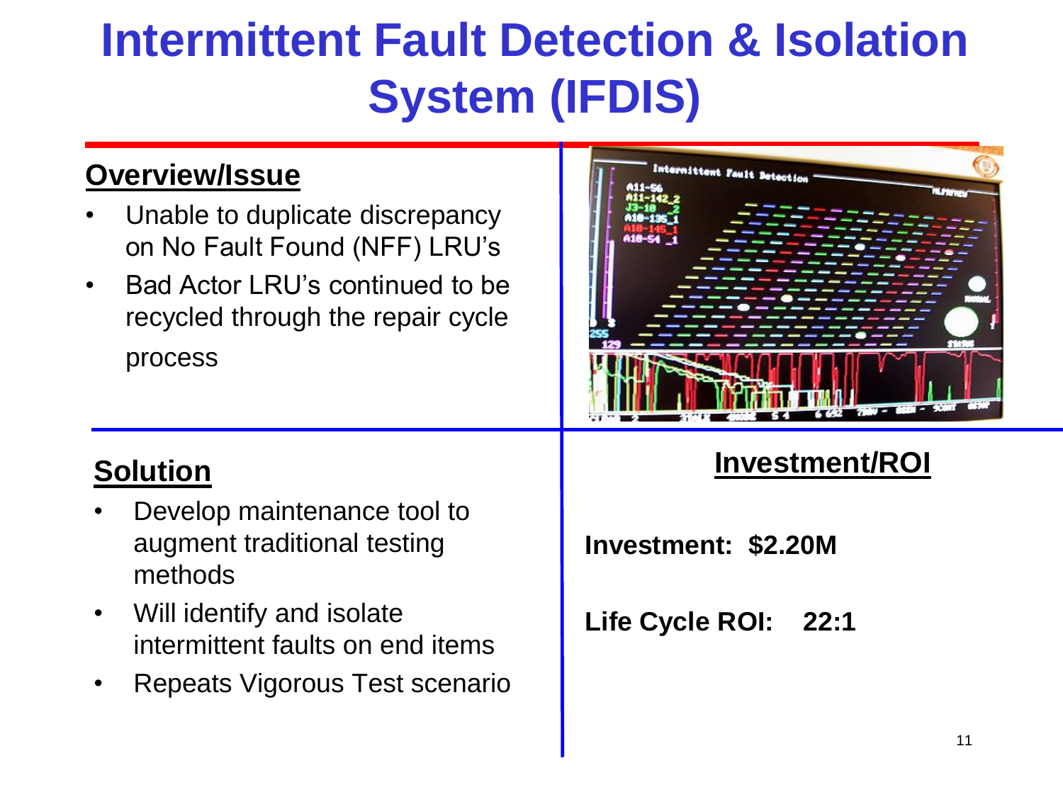# Intermittent Fault Detection & Isolation System (IFDIS)

## Overview/Issue

- Unable to duplicate discrepancy on No Fault Found (NFF) LRU's
- Bad Actor LRU's continued to be recycled through the repair cycle process

## Solution

- Develop maintenance tool to augment traditional testing methods
- Will identify and isolate intermittent faults on end items
- Repeats Vigorous Test scenario

## Investment/ROI

**Investment: $2.20M**

**Life Cycle ROI: 22:1**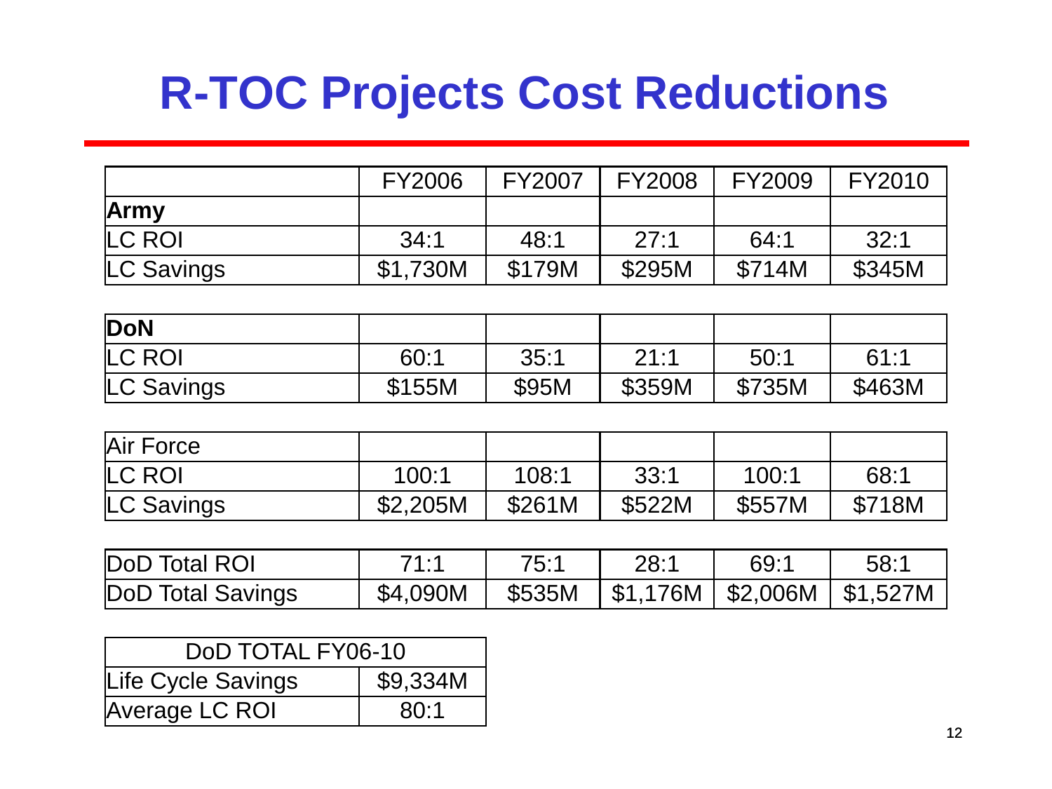# R-TOC Projects Cost Reductions

| | FY2006 | FY2007 | FY2008 | FY2009 | FY2010 |
|---|---|---|---|---|---|
| **Army** | | | | | |
| LC ROI | 34:1 | 48:1 | 27:1 | 64:1 | 32:1 |
| LC Savings | $1,730M | $179M | $295M | $714M | $345M |
| **DoN** | | | | | |
| LC ROI | 60:1 | 35:1 | 21:1 | 50:1 | 61:1 |
| LC Savings | $155M | $95M | $359M | $735M | $463M |
| Air Force | | | | | |
| LC ROI | 100:1 | 108:1 | 33:1 | 100:1 | 68:1 |
| LC Savings | $2,205M | $261M | $522M | $557M | $718M |
| DoD Total ROI | 71:1 | 75:1 | 28:1 | 69:1 | 58:1 |
| DoD Total Savings | $4,090M | $535M | $1,176M | $2,006M | $1,527M |

| DoD TOTAL FY06-10 | |
|---|---|
| Life Cycle Savings | $9,334M |
| Average LC ROI | 80:1 |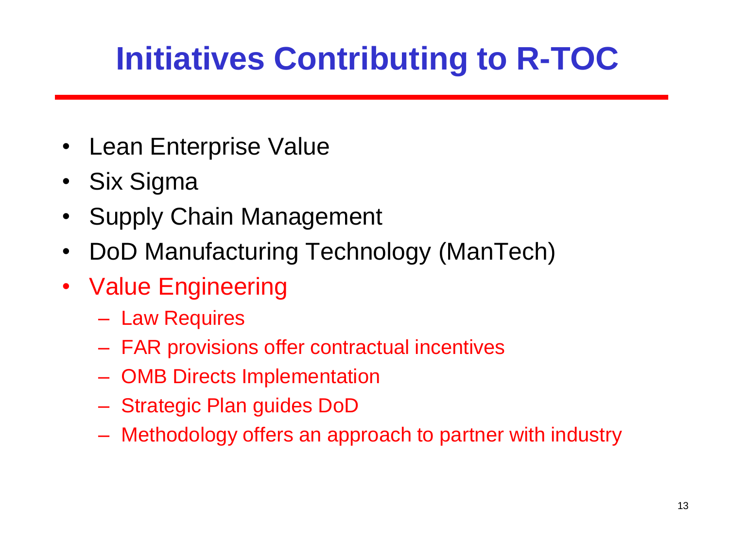# Initiatives Contributing to R-TOC

- Lean Enterprise Value
- Six Sigma
- Supply Chain Management
- DoD Manufacturing Technology (ManTech)
- Value Engineering
  - Law Requires
  - FAR provisions offer contractual incentives
  - OMB Directs Implementation
  - Strategic Plan guides DoD
  - Methodology offers an approach to partner with industry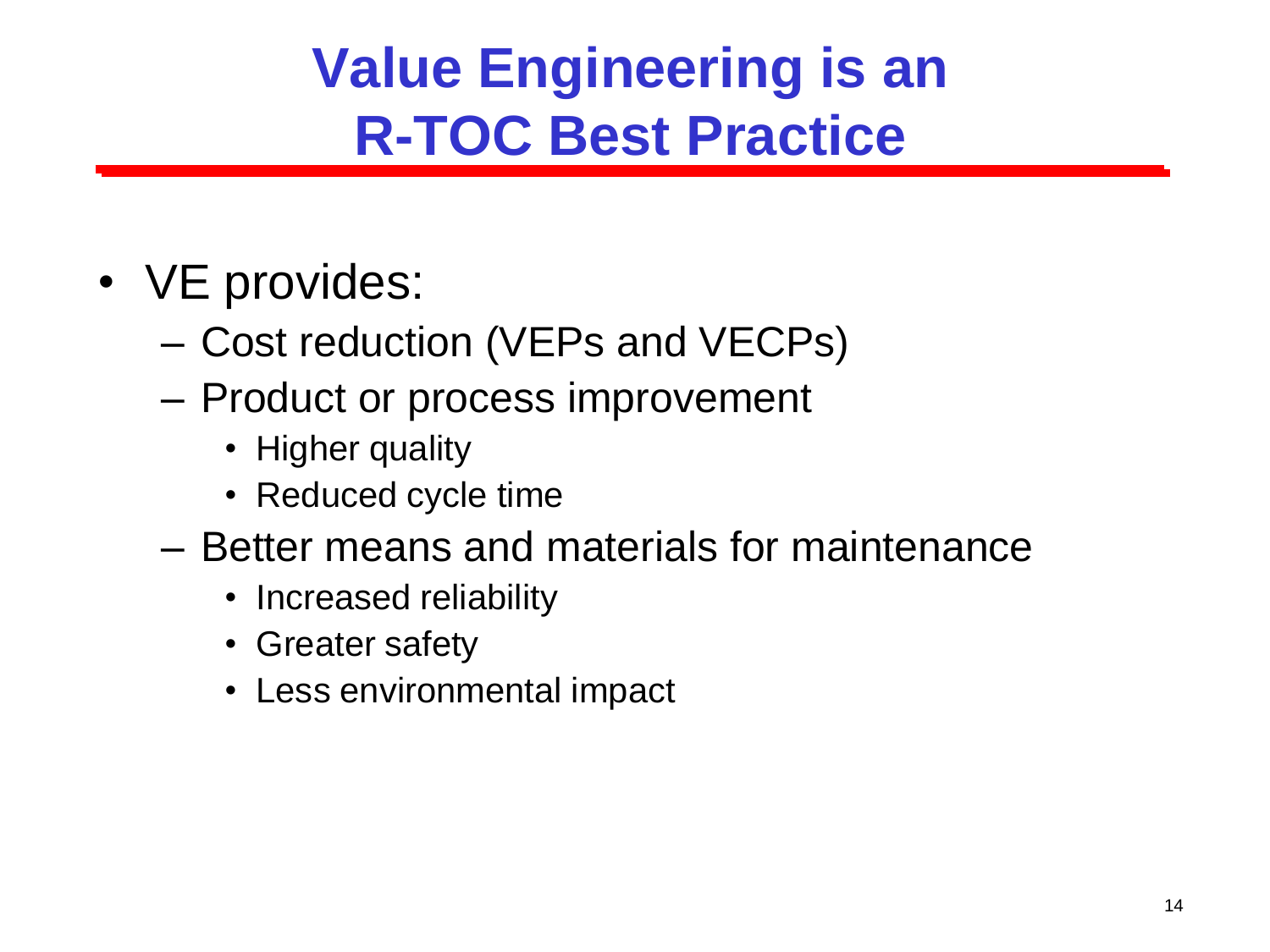# Value Engineering is an R-TOC Best Practice

- VE provides:
  - Cost reduction (VEPs and VECPs)
  - Product or process improvement
    - Higher quality
    - Reduced cycle time
  - Better means and materials for maintenance
    - Increased reliability
    - Greater safety
    - Less environmental impact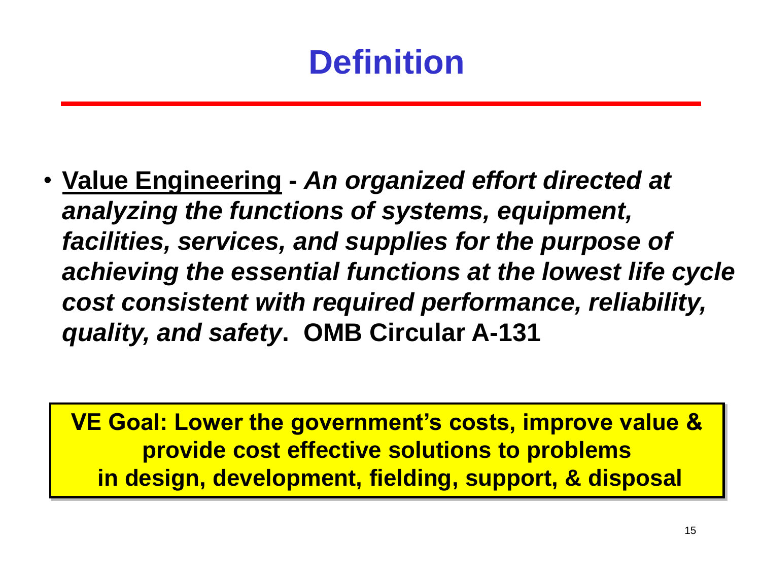# Definition

- **Value Engineering** - ***An organized effort directed at analyzing the functions of systems, equipment, facilities, services, and supplies for the purpose of achieving the essential functions at the lowest life cycle cost consistent with required performance, reliability, quality, and safety*. OMB Circular A-131**

**VE Goal: Lower the government's costs, improve value & provide cost effective solutions to problems in design, development, fielding, support, & disposal**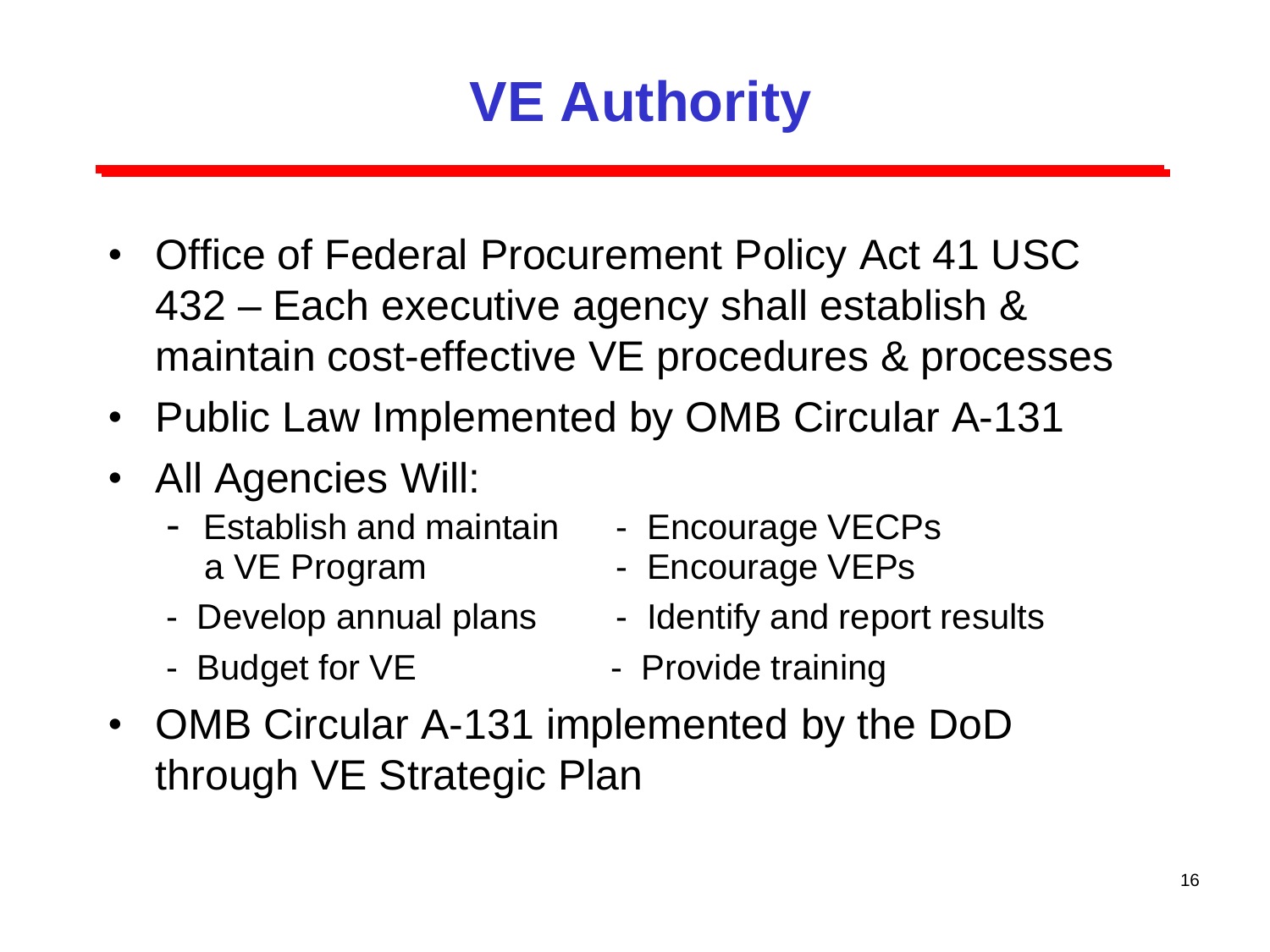# VE Authority

- Office of Federal Procurement Policy Act 41 USC 432 – Each executive agency shall establish & maintain cost-effective VE procedures & processes
- Public Law Implemented by OMB Circular A-131
- All Agencies Will:
  - Establish and maintain a VE Program
  - Develop annual plans
  - Budget for VE
  - Encourage VECPs
  - Encourage VEPs
  - Identify and report results
  - Provide training
- OMB Circular A-131 implemented by the DoD through VE Strategic Plan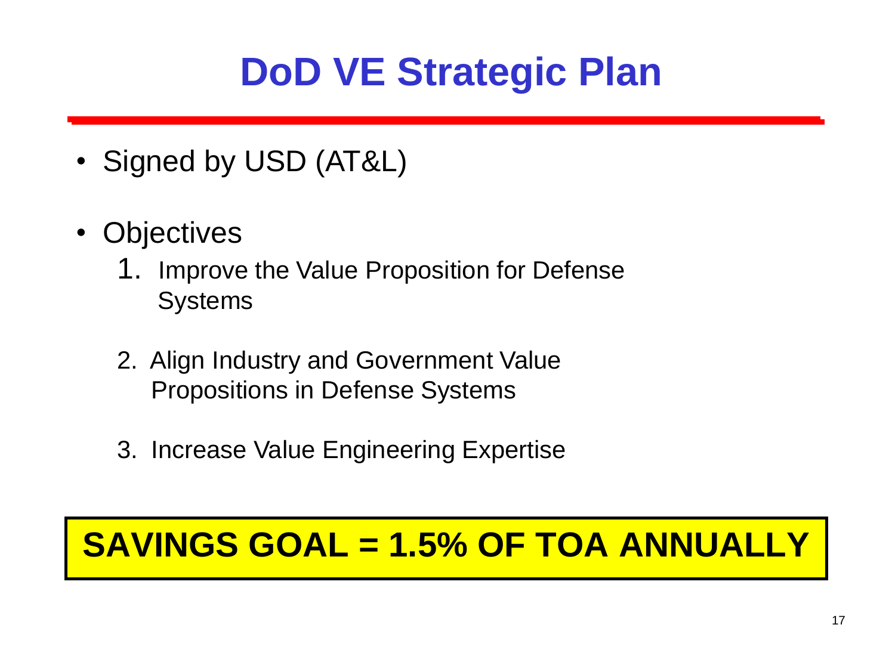# DoD VE Strategic Plan

- Signed by USD (AT&L)
- Objectives
  1. Improve the Value Proposition for Defense Systems
  2. Align Industry and Government Value Propositions in Defense Systems
  3. Increase Value Engineering Expertise

**SAVINGS GOAL = 1.5% OF TOA ANNUALLY**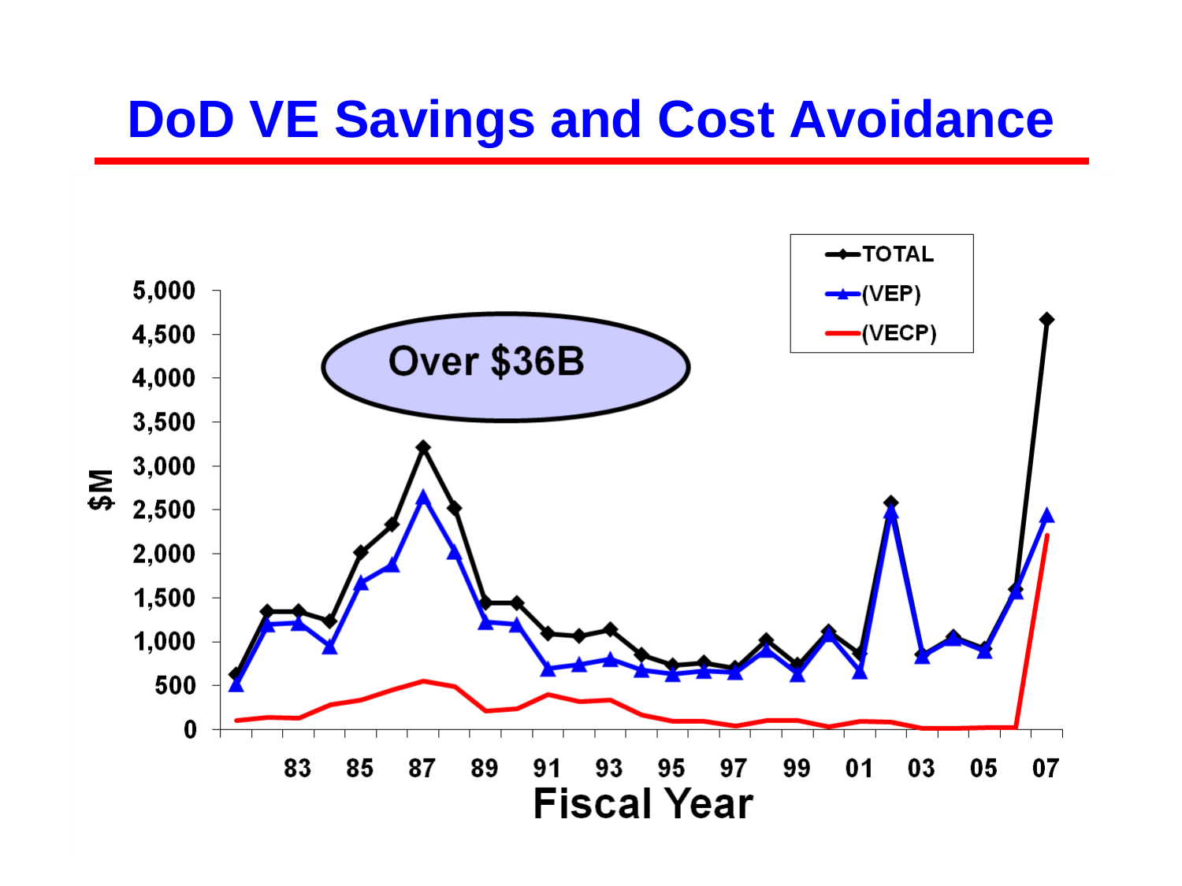# DoD VE Savings and Cost Avoidance

Over $36B

TOTAL

(VEP)

(VECP)

$M

5,000
4,500
4,000
3,500
3,000
2,500
2,000
1,500
1,000
500
0

83 85 87 89 91 93 95 97 99 01 03 05 07

Fiscal Year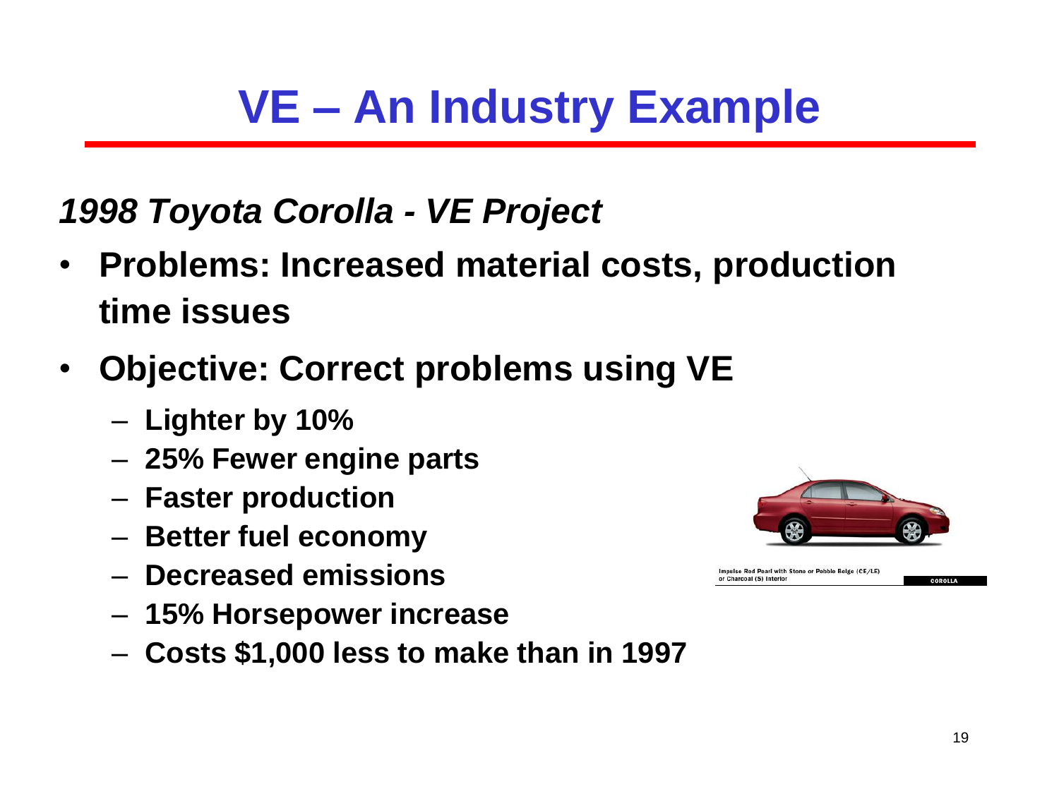# VE – An Industry Example

*1998 Toyota Corolla - VE Project*

- **Problems: Increased material costs, production time issues**
- **Objective: Correct problems using VE**
  - **Lighter by 10%**
  - **25% Fewer engine parts**
  - **Faster production**
  - **Better fuel economy**
  - **Decreased emissions**
  - **15% Horsepower increase**
  - **Costs $1,000 less to make than in 1997**

Impulse Red Pearl with Stone or Pebble Beige (CE/LE) or Charcoal (S) Interior

COROLLA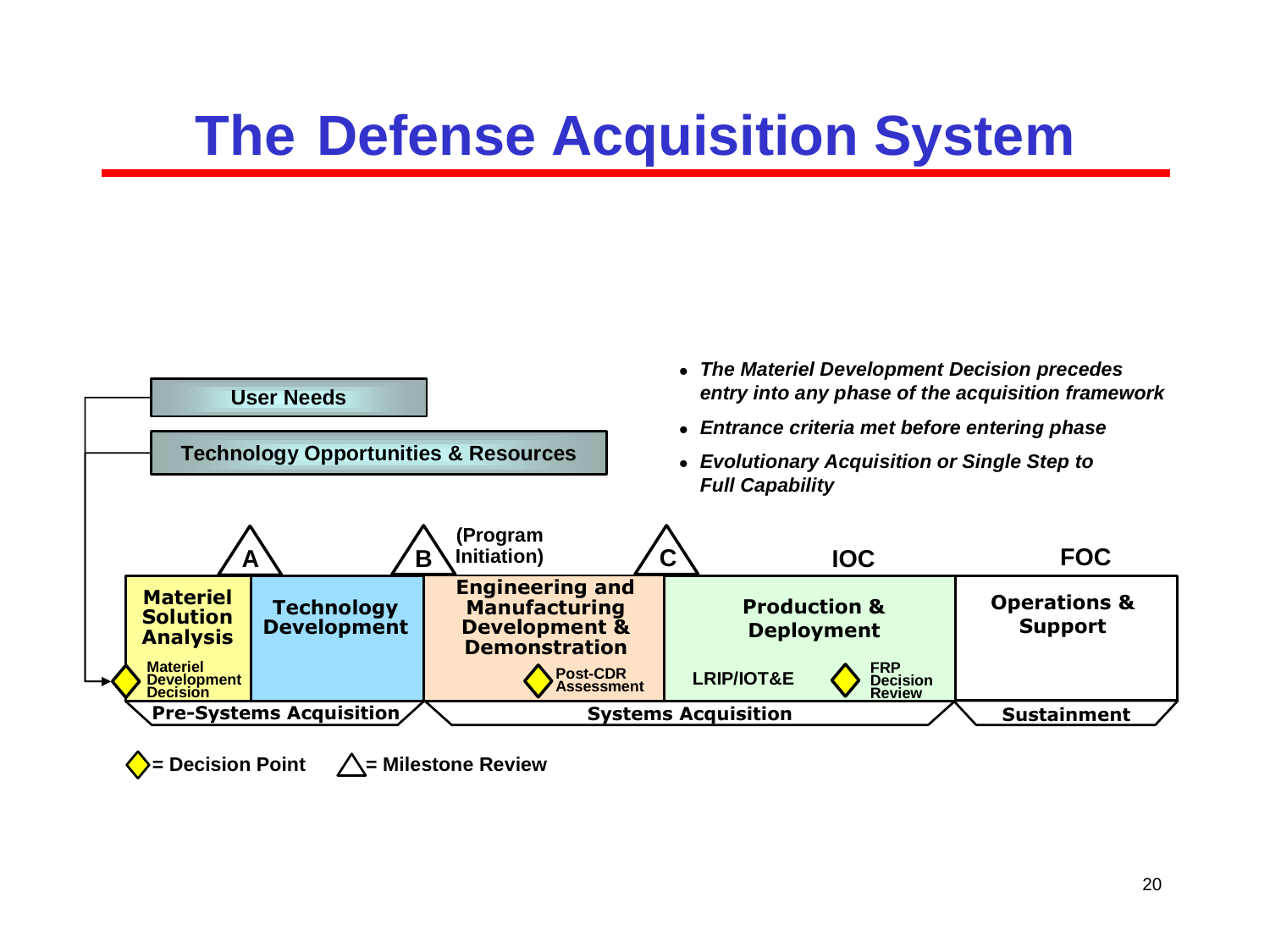# The Defense Acquisition System

- *The Materiel Development Decision precedes entry into any phase of the acquisition framework*
- *Entrance criteria met before entering phase*
- *Evolutionary Acquisition or Single Step to Full Capability*

User Needs

Technology Opportunities & Resources

A — B (Program Initiation) — C — IOC — FOC

| Materiel Solution Analysis | Technology Development | Engineering and Manufacturing Development & Demonstration | Production & Deployment | Operations & Support |
|---|---|---|---|---|
| Materiel Development Decision | | Post-CDR Assessment | LRIP/IOT&E; FRP Decision Review | |
| Pre-Systems Acquisition | | Systems Acquisition | | Sustainment |

◇ = Decision Point   △ = Milestone Review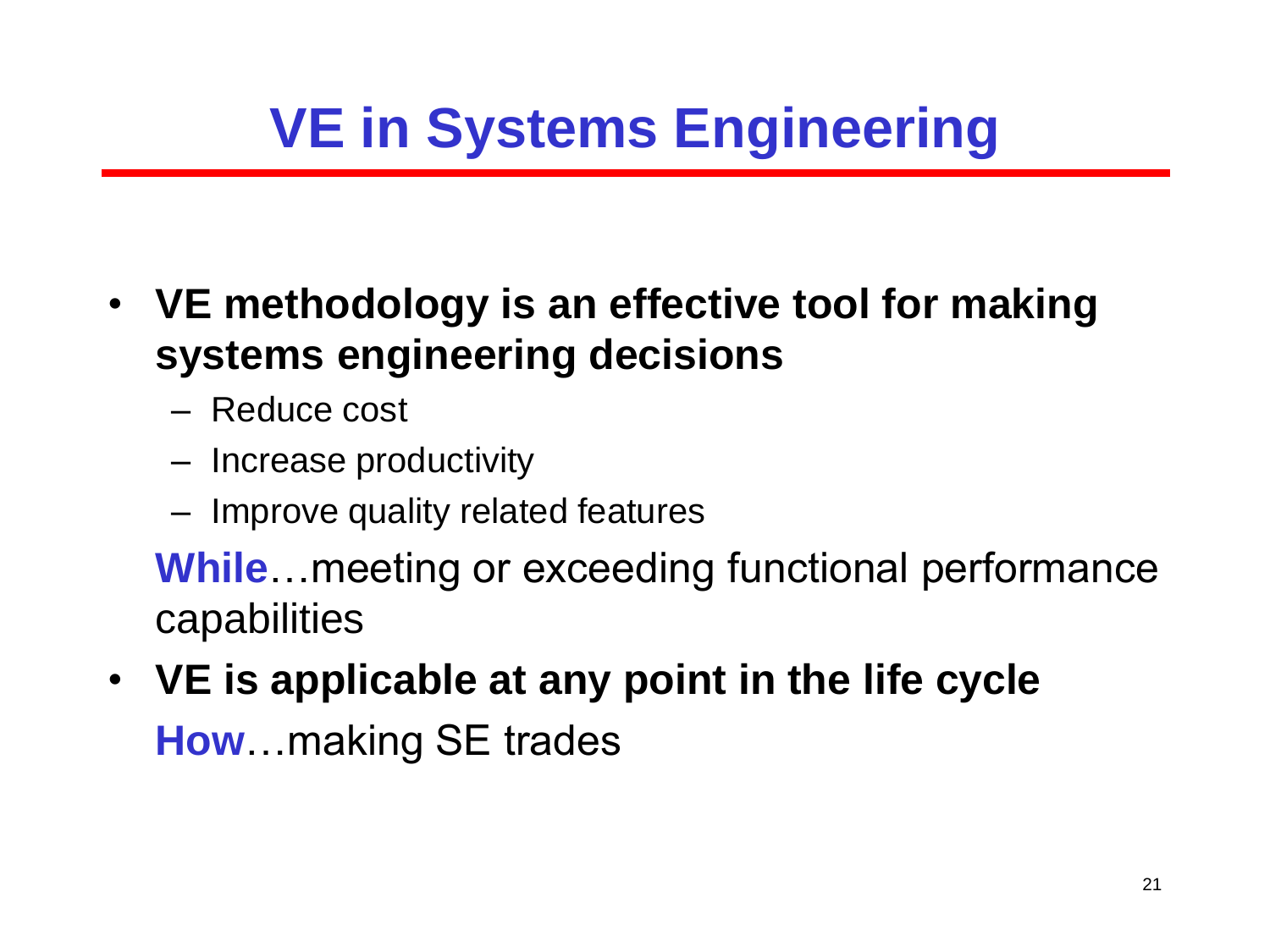# VE in Systems Engineering

- **VE methodology is an effective tool for making systems engineering decisions**
  - Reduce cost
  - Increase productivity
  - Improve quality related features

  **While**…meeting or exceeding functional performance capabilities

- **VE is applicable at any point in the life cycle**

  **How**…making SE trades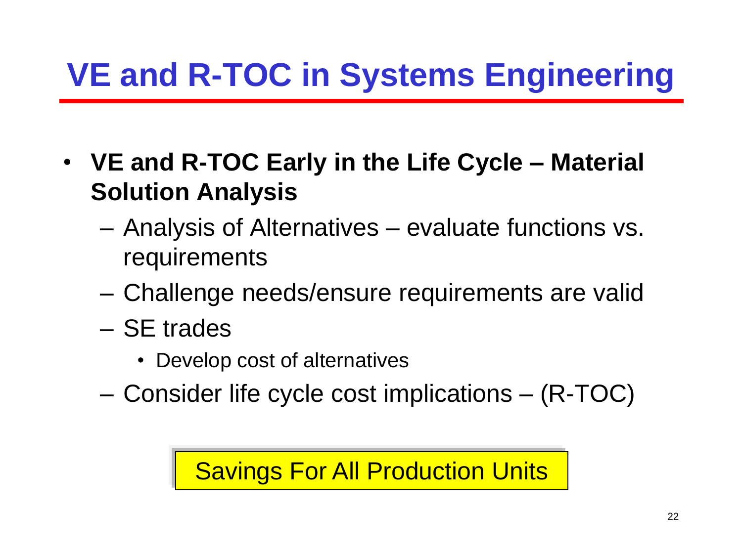# VE and R-TOC in Systems Engineering

- **VE and R-TOC Early in the Life Cycle – Material Solution Analysis**
  - Analysis of Alternatives – evaluate functions vs. requirements
  - Challenge needs/ensure requirements are valid
  - SE trades
    - Develop cost of alternatives
  - Consider life cycle cost implications – (R-TOC)

Savings For All Production Units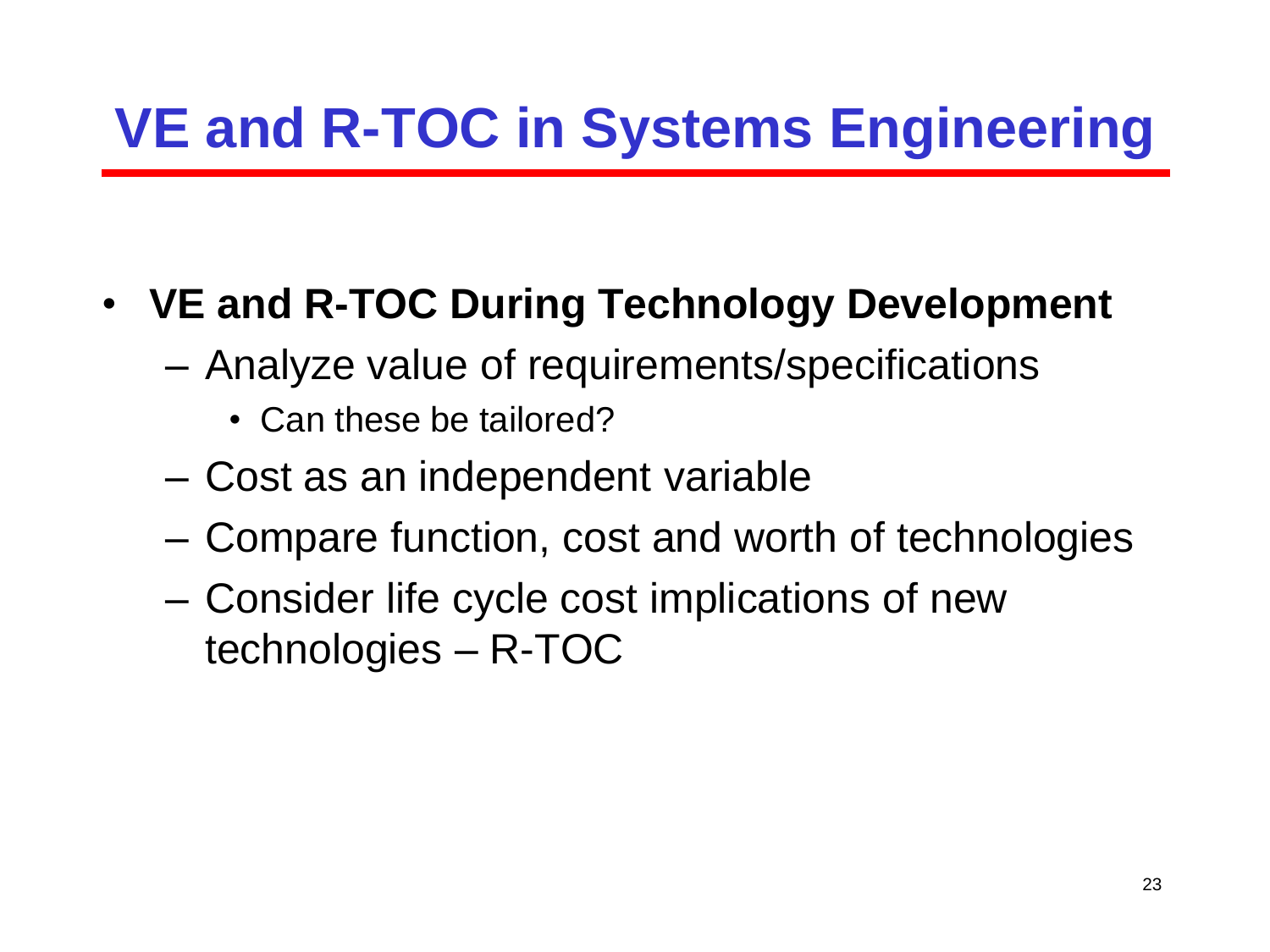# VE and R-TOC in Systems Engineering

- **VE and R-TOC During Technology Development**
  - Analyze value of requirements/specifications
    - Can these be tailored?
  - Cost as an independent variable
  - Compare function, cost and worth of technologies
  - Consider life cycle cost implications of new technologies – R-TOC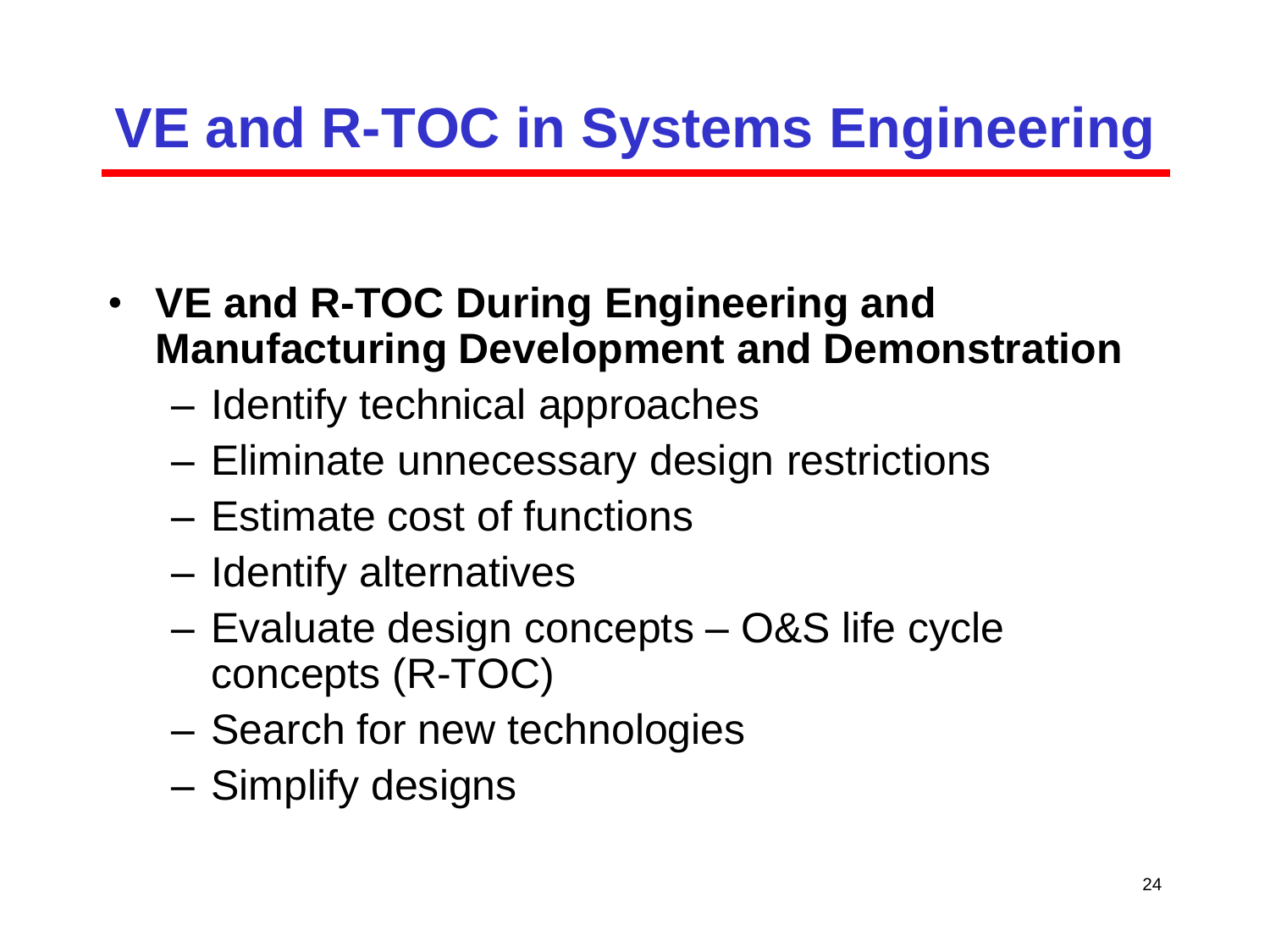# VE and R-TOC in Systems Engineering

- **VE and R-TOC During Engineering and Manufacturing Development and Demonstration**
  - Identify technical approaches
  - Eliminate unnecessary design restrictions
  - Estimate cost of functions
  - Identify alternatives
  - Evaluate design concepts – O&S life cycle concepts (R-TOC)
  - Search for new technologies
  - Simplify designs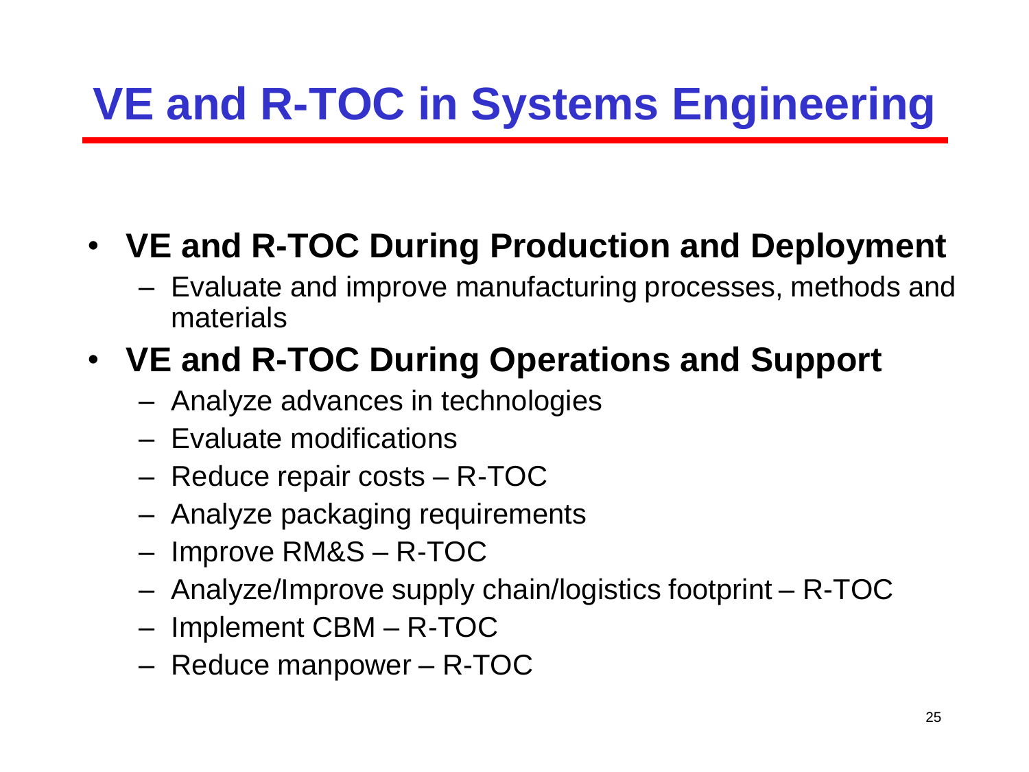# VE and R-TOC in Systems Engineering

- **VE and R-TOC During Production and Deployment**
  - Evaluate and improve manufacturing processes, methods and materials
- **VE and R-TOC During Operations and Support**
  - Analyze advances in technologies
  - Evaluate modifications
  - Reduce repair costs – R-TOC
  - Analyze packaging requirements
  - Improve RM&S – R-TOC
  - Analyze/Improve supply chain/logistics footprint – R-TOC
  - Implement CBM – R-TOC
  - Reduce manpower – R-TOC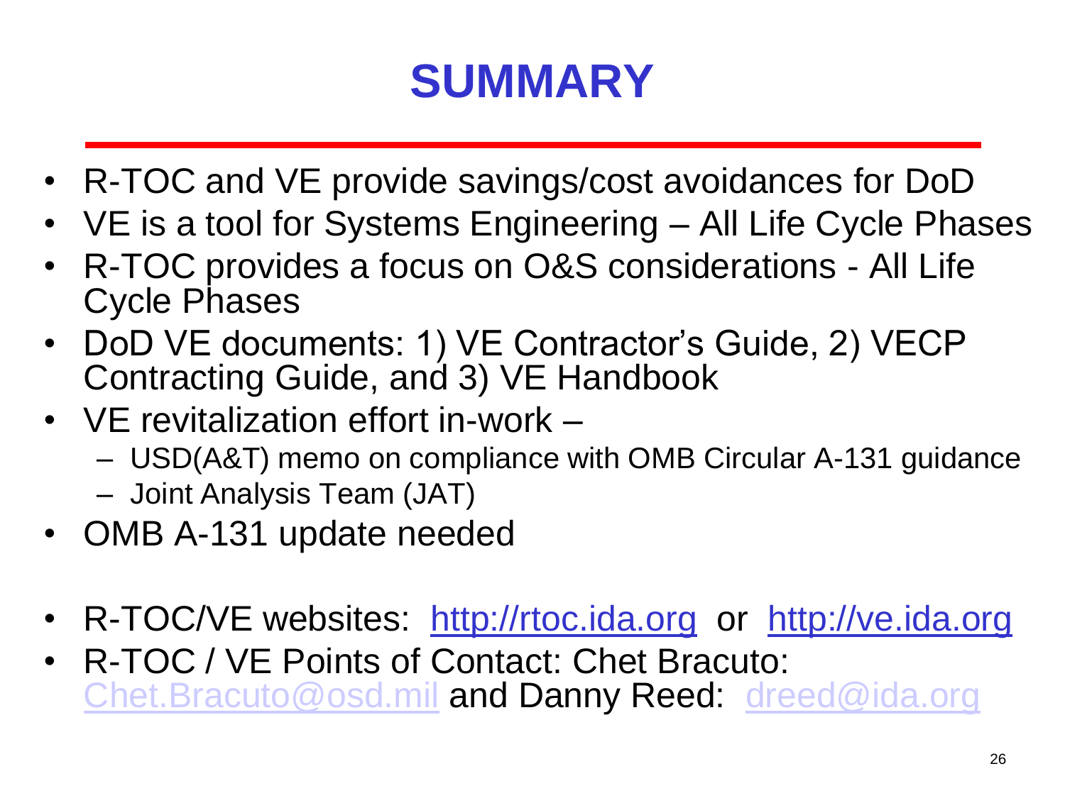# SUMMARY

- R-TOC and VE provide savings/cost avoidances for DoD
- VE is a tool for Systems Engineering – All Life Cycle Phases
- R-TOC provides a focus on O&S considerations - All Life Cycle Phases
- DoD VE documents: 1) VE Contractor's Guide, 2) VECP Contracting Guide, and 3) VE Handbook
- VE revitalization effort in-work –
  - USD(A&T) memo on compliance with OMB Circular A-131 guidance
  - Joint Analysis Team (JAT)
- OMB A-131 update needed

- R-TOC/VE websites: http://rtoc.ida.org or http://ve.ida.org
- R-TOC / VE Points of Contact: Chet Bracuto: Chet.Bracuto@osd.mil and Danny Reed: dreed@ida.org